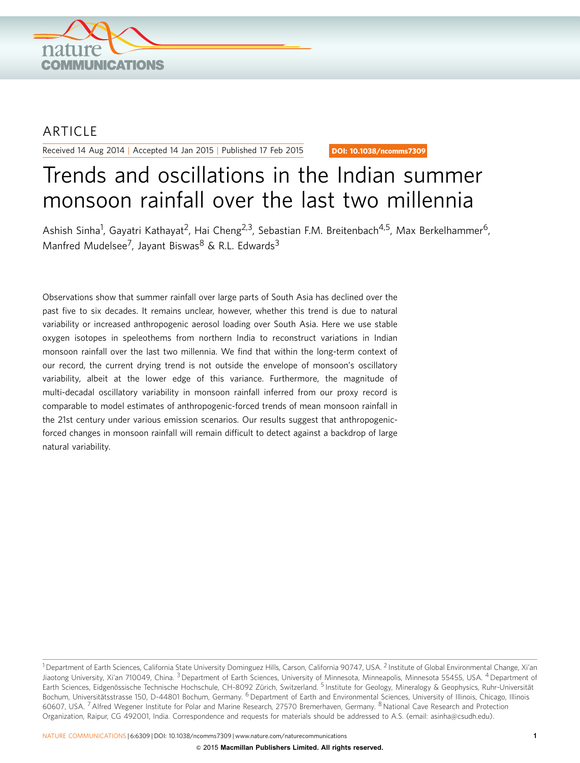ARTICLE

Received 14 Aug 2014 | Accepted 14 Jan 2015 | Published 17 Feb 2015

DOI: 10.1038/ncomms7309

# Trends and oscillations in the Indian summer monsoon rainfall over the last two millennia

Ashish Sinha[1], Gayatri Kathayat[2], Hai Cheng[2,3], Sebastian F.M. Breitenbach[4,5], Max Berkelhammer[6], Manfred Mudelsee[7], Jayant Biswas[8] & R.L. Edwards[3]

Observations show that summer rainfall over large parts of South Asia has declined over the past five to six decades. It remains unclear, however, whether this trend is due to natural variability or increased anthropogenic aerosol loading over South Asia. Here we use stable oxygen isotopes in speleothems from northern India to reconstruct variations in Indian monsoon rainfall over the last two millennia. We find that within the long-term context of our record, the current drying trend is not outside the envelope of monsoon's oscillatory variability, albeit at the lower edge of this variance. Furthermore, the magnitude of multi-decadal oscillatory variability in monsoon rainfall inferred from our proxy record is comparable to model estimates of anthropogenic-forced trends of mean monsoon rainfall in the 21st century under various emission scenarios. Our results suggest that anthropogenic-forced changes in monsoon rainfall will remain difficult to detect against a backdrop of large natural variability.

[1] Department of Earth Sciences, California State University Dominguez Hills, Carson, California 90747, USA. [2] Institute of Global Environmental Change, Xi'an Jiaotong University, Xi'an 710049, China. [3] Department of Earth Sciences, University of Minnesota, Minneapolis, Minnesota 55455, USA. [4] Department of Earth Sciences, Eidgenössische Technische Hochschule, CH-8092 Zürich, Switzerland. [5] Institute for Geology, Mineralogy & Geophysics, Ruhr-Universität Bochum, Universitätsstrasse 150, D-44801 Bochum, Germany. [6] Department of Earth and Environmental Sciences, University of Illinois, Chicago, Illinois 60607, USA. [7] Alfred Wegener Institute for Polar and Marine Research, 27570 Bremerhaven, Germany. [8] National Cave Research and Protection Organization, Raipur, CG 492001, India. Correspondence and requests for materials should be addressed to A.S. (email: asinha@csudh.edu).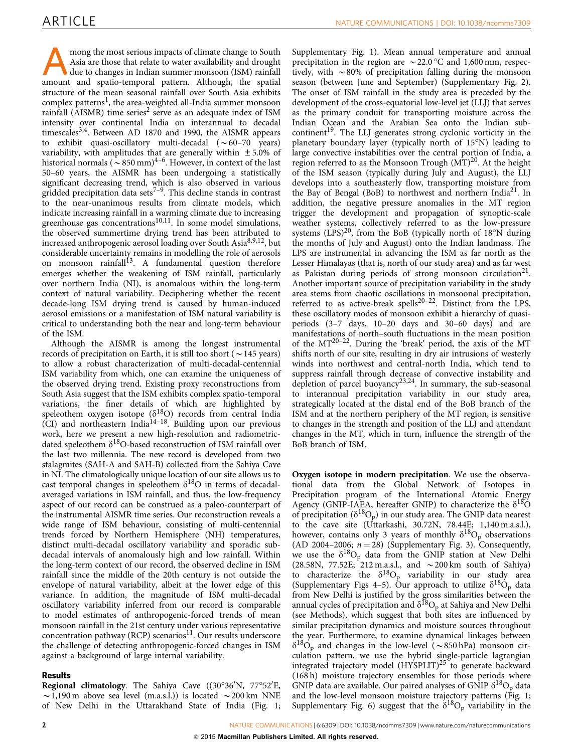Among the most serious impacts of climate change to South Asia are those that relate to water availability and drought due to changes in Indian summer monsoon (ISM) rainfall amount and spatio-temporal pattern. Although, the spatial structure of the mean seasonal rainfall over South Asia exhibits complex patterns[1], the area-weighted all-India summer monsoon rainfall (AISMR) time series[2] serve as an adequate index of ISM intensity over continental India on interannual to decadal timescales[3,4]. Between AD 1870 and 1990, the AISMR appears to exhibit quasi-oscillatory multi-decadal ($\sim$60–70 years) variability, with amplitudes that are generally within $\pm$5.0% of historical normals ($\sim$850 mm)[4–6]. However, in context of the last 50–60 years, the AISMR has been undergoing a statistically significant decreasing trend, which is also observed in various gridded precipitation data sets[7–9]. This decline stands in contrast to the near-unanimous results from climate models, which indicate increasing rainfall in a warming climate due to increasing greenhouse gas concentrations[10,11]. In some model simulations, the observed summertime drying trend has been attributed to increased anthropogenic aerosol loading over South Asia[8,9,12], but considerable uncertainty remains in modelling the role of aerosols on monsoon rainfall[13]. A fundamental question therefore emerges whether the weakening of ISM rainfall, particularly over northern India (NI), is anomalous within the long-term context of natural variability. Deciphering whether the recent decade-long ISM drying trend is caused by human-induced aerosol emissions or a manifestation of ISM natural variability is critical to understanding both the near and long-term behaviour of the ISM.

Although the AISMR is among the longest instrumental records of precipitation on Earth, it is still too short ($\sim$145 years) to allow a robust characterization of multi-decadal-centennial ISM variability from which, one can examine the uniqueness of the observed drying trend. Existing proxy reconstructions from South Asia suggest that the ISM exhibits complex spatio-temporal variations, the finer details of which are highlighted by speleothem oxygen isotope ($\delta^{18}O$) records from central India (CI) and northeastern India[14–18]. Building upon our previous work, here we present a new high-resolution and radiometric-dated speleothem $\delta^{18}O$-based reconstruction of ISM rainfall over the last two millennia. The new record is developed from two stalagmites (SAH-A and SAH-B) collected from the Sahiya Cave in NI. The climatologically unique location of our site allows us to cast temporal changes in speleothem $\delta^{18}O$ in terms of decadal-averaged variations in ISM rainfall, and thus, the low-frequency aspect of our record can be construed as a paleo-counterpart of the instrumental AISMR time series. Our reconstruction reveals a wide range of ISM behaviour, consisting of multi-centennial trends forced by Northern Hemisphere (NH) temperatures, distinct multi-decadal oscillatory variability and sporadic sub-decadal intervals of anomalously high and low rainfall. Within the long-term context of our record, the observed decline in ISM rainfall since the middle of the 20th century is not outside the envelope of natural variability, albeit at the lower edge of this variance. In addition, the magnitude of ISM multi-decadal oscillatory variability inferred from our record is comparable to model estimates of anthropogenic-forced trends of mean monsoon rainfall in the 21st century under various representative concentration pathway (RCP) scenarios[11]. Our results underscore the challenge of detecting anthropogenic-forced changes in ISM against a background of large internal variability.

## Results

**Regional climatology**. The Sahiya Cave ((30°36′N, 77°52′E, $\sim$1,190 m above sea level (m.a.s.l.)) is located $\sim$200 km NNE of New Delhi in the Uttarakhand State of India (Fig. 1; Supplementary Fig. 1). Mean annual temperature and annual precipitation in the region are $\sim$22.0 °C and 1,600 mm, respectively, with $\sim$80% of precipitation falling during the monsoon season (between June and September) (Supplementary Fig. 2). The onset of ISM rainfall in the study area is preceded by the development of the cross-equatorial low-level jet (LLJ) that serves as the primary conduit for transporting moisture across the Indian Ocean and the Arabian Sea onto the Indian subcontinent[19]. The LLJ generates strong cyclonic vorticity in the planetary boundary layer (typically north of 15°N) leading to large convective instabilities over the central portion of India, a region referred to as the Monsoon Trough (MT)[20]. At the height of the ISM season (typically during July and August), the LLJ develops into a southeasterly flow, transporting moisture from the Bay of Bengal (BoB) to northwest and northern India[21]. In addition, the negative pressure anomalies in the MT region trigger the development and propagation of synoptic-scale weather systems, collectively referred to as the low-pressure systems (LPS)[20], from the BoB (typically north of 18°N during the months of July and August) onto the Indian landmass. The LPS are instrumental in advancing the ISM as far north as the Lesser Himalayas (that is, north of our study area) and as far west as Pakistan during periods of strong monsoon circulation[21]. Another important source of precipitation variability in the study area stems from chaotic oscillations in monsoonal precipitation, referred to as active-break spells[20–22]. Distinct from the LPS, these oscillatory modes of monsoon exhibit a hierarchy of quasi-periods (3–7 days, 10–20 days and 30–60 days) and are manifestations of north–south fluctuations in the mean position of the MT[20–22]. During the 'break' period, the axis of the MT shifts north of our site, resulting in dry air intrusions of westerly winds into northwest and central-north India, which tend to suppress rainfall through decrease of convective instability and depletion of parcel buoyancy[23,24]. In summary, the sub-seasonal to interannual precipitation variability in our study area, strategically located at the distal end of the BoB branch of the ISM and at the northern periphery of the MT region, is sensitive to changes in the strength and position of the LLJ and attendant changes in the MT, which in turn, influence the strength of the BoB branch of ISM.

**Oxygen isotope in modern precipitation**. We use the observational data from the Global Network of Isotopes in Precipitation program of the International Atomic Energy Agency (GNIP-IAEA, hereafter GNIP) to characterize the $\delta^{18}O$ of precipitation ($\delta^{18}O_p$) in our study area. The GNIP data nearest to the cave site (Uttarkashi, 30.72N, 78.44E; 1,140 m.a.s.l.), however, contains only 3 years of monthly $\delta^{18}O_p$ observations (AD 2004–2006; $n = 28$) (Supplementary Fig. 3). Consequently, we use the $\delta^{18}O_p$ data from the GNIP station at New Delhi (28.58N, 77.52E; 212 m.a.s.l., and $\sim$200 km south of Sahiya) to characterize the $\delta^{18}O_p$ variability in our study area (Supplementary Figs 4–5). Our approach to utilize $\delta^{18}O_p$ data from New Delhi is justified by the gross similarities between the annual cycles of precipitation and $\delta^{18}O_p$ at Sahiya and New Delhi (see Methods), which suggest that both sites are influenced by similar precipitation dynamics and moisture sources throughout the year. Furthermore, to examine dynamical linkages between $\delta^{18}O_p$ and changes in the low-level ($\sim$850 hPa) monsoon circulation pattern, we use the hybrid single-particle lagrangian integrated trajectory model (HYSPLIT)[25] to generate backward (168 h) moisture trajectory ensembles for those periods when GNIP data are available. Our paired analyses of GNIP $\delta^{18}O_p$ data and the low-level monsoon moisture trajectory patterns (Fig. 1; Supplementary Fig. 6) suggest that the $\delta^{18}O_p$ variability in the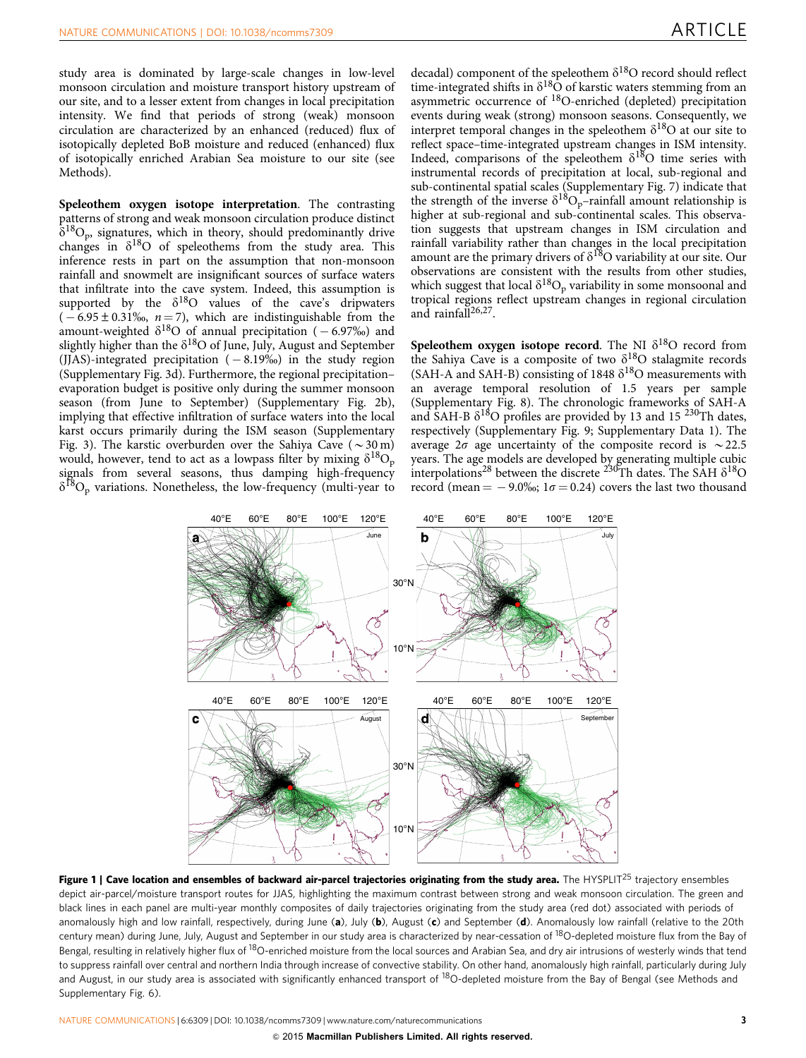study area is dominated by large-scale changes in low-level monsoon circulation and moisture transport history upstream of our site, and to a lesser extent from changes in local precipitation intensity. We find that periods of strong (weak) monsoon circulation are characterized by an enhanced (reduced) flux of isotopically depleted BoB moisture and reduced (enhanced) flux of isotopically enriched Arabian Sea moisture to our site (see Methods).

**Speleothem oxygen isotope interpretation**. The contrasting patterns of strong and weak monsoon circulation produce distinct $\delta^{18}O_p$, signatures, which in theory, should predominantly drive changes in $\delta^{18}O$ of speleothems from the study area. This inference rests in part on the assumption that non-monsoon rainfall and snowmelt are insignificant sources of surface waters that infiltrate into the cave system. Indeed, this assumption is supported by the $\delta^{18}O$ values of the cave's dripwaters ($-6.95 \pm 0.31$‰, $n = 7$), which are indistinguishable from the amount-weighted $\delta^{18}O$ of annual precipitation ($-6.97$‰) and slightly higher than the $\delta^{18}O$ of June, July, August and September (JJAS)-integrated precipitation ($-8.19$‰) in the study region (Supplementary Fig. 3d). Furthermore, the regional precipitation–evaporation budget is positive only during the summer monsoon season (from June to September) (Supplementary Fig. 2b), implying that effective infiltration of surface waters into the local karst occurs primarily during the ISM season (Supplementary Fig. 3). The karstic overburden over the Sahiya Cave ($\sim$30 m) would, however, tend to act as a lowpass filter by mixing $\delta^{18}O_p$ signals from several seasons, thus damping high-frequency $\delta^{18}O_p$ variations. Nonetheless, the low-frequency (multi-year to decadal) component of the speleothem $\delta^{18}O$ record should reflect time-integrated shifts in $\delta^{18}O$ of karstic waters stemming from an asymmetric occurrence of $^{18}O$-enriched (depleted) precipitation events during weak (strong) monsoon seasons. Consequently, we interpret temporal changes in the speleothem $\delta^{18}O$ at our site to reflect space–time-integrated upstream changes in ISM intensity. Indeed, comparisons of the speleothem $\delta^{18}O$ time series with instrumental records of precipitation at local, sub-regional and sub-continental spatial scales (Supplementary Fig. 7) indicate that the strength of the inverse $\delta^{18}O_p$–rainfall amount relationship is higher at sub-regional and sub-continental scales. This observation suggests that upstream changes in ISM circulation and rainfall variability rather than changes in the local precipitation amount are the primary drivers of $\delta^{18}O$ variability at our site. Our observations are consistent with the results from other studies, which suggest that local $\delta^{18}O_p$ variability in some monsoonal and tropical regions reflect upstream changes in regional circulation and rainfall[26,27].

**Speleothem oxygen isotope record**. The NI $\delta^{18}O$ record from the Sahiya Cave is a composite of two $\delta^{18}O$ stalagmite records (SAH-A and SAH-B) consisting of 1848 $\delta^{18}O$ measurements with an average temporal resolution of 1.5 years per sample (Supplementary Fig. 8). The chronologic frameworks of SAH-A and SAH-B $\delta^{18}O$ profiles are provided by 13 and 15 $^{230}Th$ dates, respectively (Supplementary Fig. 9; Supplementary Data 1). The average $2\sigma$ age uncertainty of the composite record is $\sim$22.5 years. The age models are developed by generating multiple cubic interpolations[28] between the discrete $^{230}Th$ dates. The SAH $\delta^{18}O$ record (mean = $-9.0$‰; $1\sigma = 0.24$) covers the last two thousand

**Figure 1 | Cave location and ensembles of backward air-parcel trajectories originating from the study area.** The HYSPLIT[25] trajectory ensembles depict air-parcel/moisture transport routes for JJAS, highlighting the maximum contrast between strong and weak monsoon circulation. The green and black lines in each panel are multi-year monthly composites of daily trajectories originating from the study area (red dot) associated with periods of anomalously high and low rainfall, respectively, during June (**a**), July (**b**), August (**c**) and September (**d**). Anomalously low rainfall (relative to the 20th century mean) during June, July, August and September in our study area is characterized by near-cessation of $^{18}O$-depleted moisture flux from the Bay of Bengal, resulting in relatively higher flux of $^{18}O$-enriched moisture from the local sources and Arabian Sea, and dry air intrusions of westerly winds that tend to suppress rainfall over central and northern India through increase of convective stability. On other hand, anomalously high rainfall, particularly during July and August, in our study area is associated with significantly enhanced transport of $^{18}O$-depleted moisture from the Bay of Bengal (see Methods and Supplementary Fig. 6).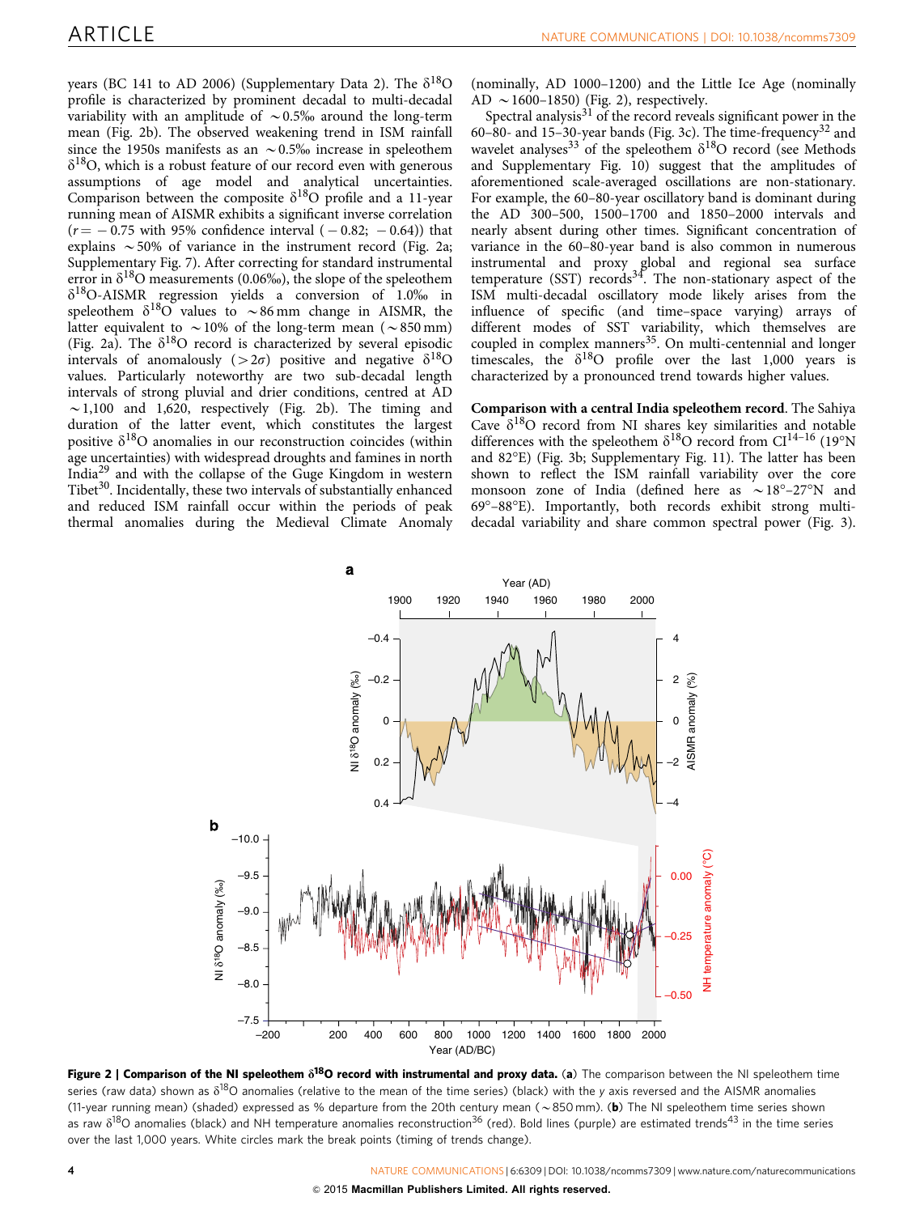years (BC 141 to AD 2006) (Supplementary Data 2). The $\delta^{18}O$ profile is characterized by prominent decadal to multi-decadal variability with an amplitude of ~0.5‰ around the long-term mean (Fig. 2b). The observed weakening trend in ISM rainfall since the 1950s manifests as an ~0.5‰ increase in speleothem $\delta^{18}O$, which is a robust feature of our record even with generous assumptions of age model and analytical uncertainties. Comparison between the composite $\delta^{18}O$ profile and a 11-year running mean of AISMR exhibits a significant inverse correlation ($r = -0.75$ with 95% confidence interval (−0.82; −0.64)) that explains ~50% of variance in the instrument record (Fig. 2a; Supplementary Fig. 7). After correcting for standard instrumental error in $\delta^{18}O$ measurements (0.06‰), the slope of the speleothem $\delta^{18}O$-AISMR regression yields a conversion of 1.0‰ in speleothem $\delta^{18}O$ values to ~86 mm change in AISMR, the latter equivalent to ~10% of the long-term mean (~850 mm) (Fig. 2a). The $\delta^{18}O$ record is characterized by several episodic intervals of anomalously (>2σ) positive and negative $\delta^{18}O$ values. Particularly noteworthy are two sub-decadal length intervals of strong pluvial and drier conditions, centred at AD ~1,100 and 1,620, respectively (Fig. 2b). The timing and duration of the latter event, which constitutes the largest positive $\delta^{18}O$ anomalies in our reconstruction coincides (within age uncertainties) with widespread droughts and famines in north India[29] and with the collapse of the Guge Kingdom in western Tibet[30]. Incidentally, these two intervals of substantially enhanced and reduced ISM rainfall occur within the periods of peak thermal anomalies during the Medieval Climate Anomaly (nominally, AD 1000–1200) and the Little Ice Age (nominally AD ~1600–1850) (Fig. 2), respectively.

Spectral analysis[31] of the record reveals significant power in the 60–80- and 15–30-year bands (Fig. 3c). The time-frequency[32] and wavelet analyses[33] of the speleothem $\delta^{18}O$ record (see Methods and Supplementary Fig. 10) suggest that the amplitudes of aforementioned scale-averaged oscillations are non-stationary. For example, the 60–80-year oscillatory band is dominant during the AD 300–500, 1500–1700 and 1850–2000 intervals and nearly absent during other times. Significant concentration of variance in the 60–80-year band is also common in numerous instrumental and proxy global and regional sea surface temperature (SST) records[34]. The non-stationary aspect of the ISM multi-decadal oscillatory mode likely arises from the influence of specific (and time–space varying) arrays of different modes of SST variability, which themselves are coupled in complex manners[35]. On multi-centennial and longer timescales, the $\delta^{18}O$ profile over the last 1,000 years is characterized by a pronounced trend towards higher values.

**Comparison with a central India speleothem record.** The Sahiya Cave $\delta^{18}O$ record from NI shares key similarities and notable differences with the speleothem $\delta^{18}O$ record from CI[14–16] (19°N and 82°E) (Fig. 3b; Supplementary Fig. 11). The latter has been shown to reflect the ISM rainfall variability over the core monsoon zone of India (defined here as ~18°–27°N and 69°–88°E). Importantly, both records exhibit strong multi-decadal variability and share common spectral power (Fig. 3).

**Figure 2 | Comparison of the NI speleothem $\delta^{18}O$ record with instrumental and proxy data.** (**a**) The comparison between the NI speleothem time series (raw data) shown as $\delta^{18}O$ anomalies (relative to the mean of the time series) (black) with the y axis reversed and the AISMR anomalies (11-year running mean) (shaded) expressed as % departure from the 20th century mean (~850 mm). (**b**) The NI speleothem time series shown as raw $\delta^{18}O$ anomalies (black) and NH temperature anomalies reconstruction[36] (red). Bold lines (purple) are estimated trends[43] in the time series over the last 1,000 years. White circles mark the break points (timing of trends change).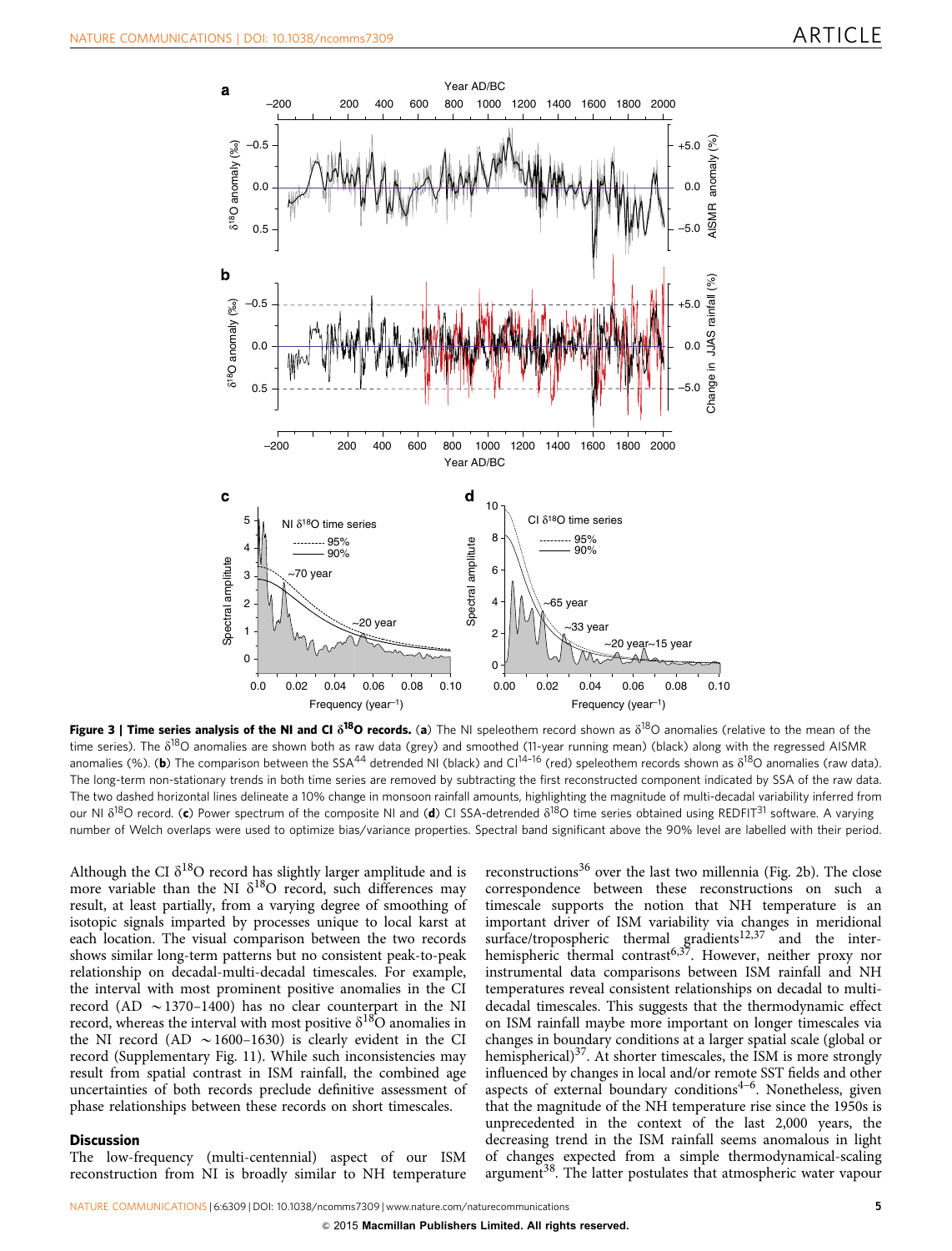**Figure 3 | Time series analysis of the NI and CI $\delta^{18}O$ records.** (**a**) The NI speleothem record shown as $\delta^{18}O$ anomalies (relative to the mean of the time series). The $\delta^{18}O$ anomalies are shown both as raw data (grey) and smoothed (11-year running mean) (black) along with the regressed AISMR anomalies (%). (**b**) The comparison between the SSA[44] detrended NI (black) and CI[14–16] (red) speleothem records shown as $\delta^{18}O$ anomalies (raw data). The long-term non-stationary trends in both time series are removed by subtracting the first reconstructed component indicated by SSA of the raw data. The two dashed horizontal lines delineate a 10% change in monsoon rainfall amounts, highlighting the magnitude of multi-decadal variability inferred from our NI $\delta^{18}O$ record. (**c**) Power spectrum of the composite NI and (**d**) CI SSA-detrended $\delta^{18}O$ time series obtained using REDFIT[31] software. A varying number of Welch overlaps were used to optimize bias/variance properties. Spectral band significant above the 90% level are labelled with their period.

Although the CI $\delta^{18}O$ record has slightly larger amplitude and is more variable than the NI $\delta^{18}O$ record, such differences may result, at least partially, from a varying degree of smoothing of isotopic signals imparted by processes unique to local karst at each location. The visual comparison between the two records shows similar long-term patterns but no consistent peak-to-peak relationship on decadal-multi-decadal timescales. For example, the interval with most prominent positive anomalies in the CI record (AD ~1370–1400) has no clear counterpart in the NI record, whereas the interval with most positive $\delta^{18}O$ anomalies in the NI record (AD ~1600–1630) is clearly evident in the CI record (Supplementary Fig. 11). While such inconsistencies may result from spatial contrast in ISM rainfall, the combined age uncertainties of both records preclude definitive assessment of phase relationships between these records on short timescales.

## Discussion

The low-frequency (multi-centennial) aspect of our ISM reconstruction from NI is broadly similar to NH temperature reconstructions[36] over the last two millennia (Fig. 2b). The close correspondence between these reconstructions on such a timescale supports the notion that NH temperature is an important driver of ISM variability via changes in meridional surface/tropospheric thermal gradients[12,37] and the inter-hemispheric thermal contrast[6,37]. However, neither proxy nor instrumental data comparisons between ISM rainfall and NH temperatures reveal consistent relationships on decadal to multi-decadal timescales. This suggests that the thermodynamic effect on ISM rainfall maybe more important on longer timescales via changes in boundary conditions at a larger spatial scale (global or hemispherical)[37]. At shorter timescales, the ISM is more strongly influenced by changes in local and/or remote SST fields and other aspects of external boundary conditions[4–6]. Nonetheless, given that the magnitude of the NH temperature rise since the 1950s is unprecedented in the context of the last 2,000 years, the decreasing trend in the ISM rainfall seems anomalous in light of changes expected from a simple thermodynamical-scaling argument[38]. The latter postulates that atmospheric water vapour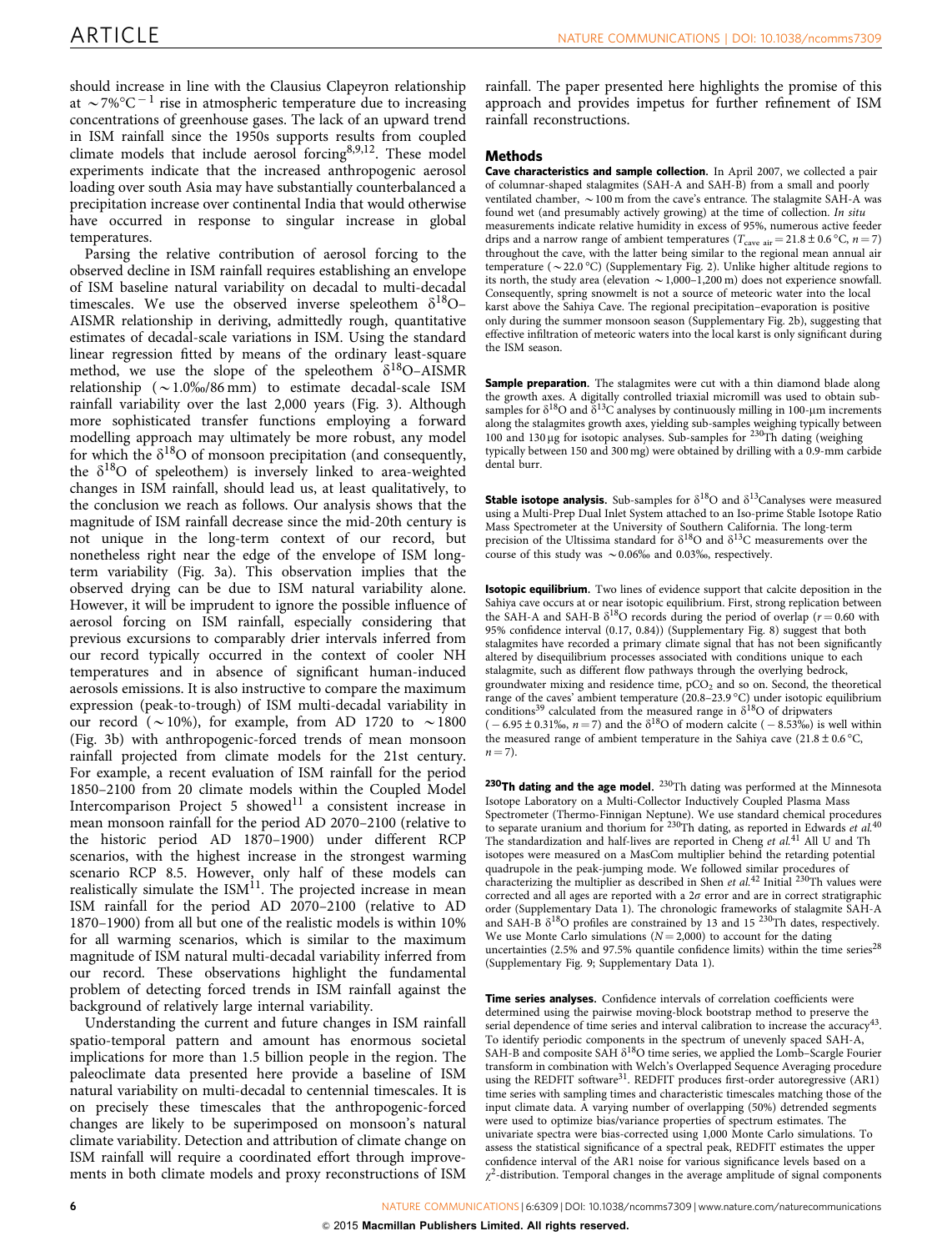should increase in line with the Clausius Clapeyron relationship at ~7%°C$^{-1}$ rise in atmospheric temperature due to increasing concentrations of greenhouse gases. The lack of an upward trend in ISM rainfall since the 1950s supports results from coupled climate models that include aerosol forcing[8,9,12]. These model experiments indicate that the increased anthropogenic aerosol loading over south Asia may have substantially counterbalanced a precipitation increase over continental India that would otherwise have occurred in response to singular increase in global temperatures.

Parsing the relative contribution of aerosol forcing to the observed decline in ISM rainfall requires establishing an envelope of ISM baseline natural variability on decadal to multi-decadal timescales. We use the observed inverse speleothem $\delta^{18}$O–AISMR relationship in deriving, admittedly rough, quantitative estimates of decadal-scale variations in ISM. Using the standard linear regression fitted by means of the ordinary least-square method, we use the slope of the speleothem $\delta^{18}$O–AISMR relationship (~1.0‰/86 mm) to estimate decadal-scale ISM rainfall variability over the last 2,000 years (Fig. 3). Although more sophisticated transfer functions employing a forward modelling approach may ultimately be more robust, any model for which the $\delta^{18}$O of monsoon precipitation (and consequently, the $\delta^{18}$O of speleothem) is inversely linked to area-weighted changes in ISM rainfall, should lead us, at least qualitatively, to the conclusion we reach as follows. Our analysis shows that the magnitude of ISM rainfall decrease since the mid-20th century is not unique in the long-term context of our record, but nonetheless right near the edge of the envelope of ISM long-term variability (Fig. 3a). This observation implies that the observed drying can be due to ISM natural variability alone. However, it will be imprudent to ignore the possible influence of aerosol forcing on ISM rainfall, especially considering that previous excursions to comparably drier intervals inferred from our record typically occurred in the context of cooler NH temperatures and in absence of significant human-induced aerosols emissions. It is also instructive to compare the maximum expression (peak-to-trough) of ISM multi-decadal variability in our record (~10%), for example, from AD 1720 to ~1800 (Fig. 3b) with anthropogenic-forced trends of mean monsoon rainfall projected from climate models for the 21st century. For example, a recent evaluation of ISM rainfall for the period 1850–2100 from 20 climate models within the Coupled Model Intercomparison Project 5 showed[11] a consistent increase in mean monsoon rainfall for the period AD 2070–2100 (relative to the historic period AD 1870–1900) under different RCP scenarios, with the highest increase in the strongest warming scenario RCP 8.5. However, only half of these models can realistically simulate the ISM[11]. The projected increase in mean ISM rainfall for the period AD 2070–2100 (relative to AD 1870–1900) from all but one of the realistic models is within 10% for all warming scenarios, which is similar to the maximum magnitude of ISM natural multi-decadal variability inferred from our record. These observations highlight the fundamental problem of detecting forced trends in ISM rainfall against the background of relatively large internal variability.

Understanding the current and future changes in ISM rainfall spatio-temporal pattern and amount has enormous societal implications for more than 1.5 billion people in the region. The paleoclimate data presented here provide a baseline of ISM natural variability on multi-decadal to centennial timescales. It is on precisely these timescales that the anthropogenic-forced changes are likely to be superimposed on monsoon's natural climate variability. Detection and attribution of climate change on ISM rainfall will require a coordinated effort through improvements in both climate models and proxy reconstructions of ISM rainfall. The paper presented here highlights the promise of this approach and provides impetus for further refinement of ISM rainfall reconstructions.

## Methods

**Cave characteristics and sample collection.** In April 2007, we collected a pair of columnar-shaped stalagmites (SAH-A and SAH-B) from a small and poorly ventilated chamber, ~100 m from the cave's entrance. The stalagmite SAH-A was found wet (and presumably actively growing) at the time of collection. *In situ* measurements indicate relative humidity in excess of 95%, numerous active feeder drips and a narrow range of ambient temperatures ($T_{\text{cave air}} = 21.8 \pm 0.6$ °C, $n = 7$) throughout the cave, with the latter being similar to the regional mean annual air temperature (~22.0 °C) (Supplementary Fig. 2). Unlike higher altitude regions to its north, the study area (elevation ~1,000–1,200 m) does not experience snowfall. Consequently, spring snowmelt is not a source of meteoric water into the local karst above the Sahiya Cave. The regional precipitation–evaporation is positive only during the summer monsoon season (Supplementary Fig. 2b), suggesting that effective infiltration of meteoric waters into the local karst is only significant during the ISM season.

**Sample preparation.** The stalagmites were cut with a thin diamond blade along the growth axes. A digitally controlled triaxial micromill was used to obtain sub-samples for $\delta^{18}$O and $\delta^{13}$C analyses by continuously milling in 100-μm increments along the stalagmites growth axes, yielding sub-samples weighing typically between 100 and 130 μg for isotopic analyses. Sub-samples for $^{230}$Th dating (weighing typically between 150 and 300 mg) were obtained by drilling with a 0.9-mm carbide dental burr.

**Stable isotope analysis.** Sub-samples for $\delta^{18}$O and $\delta^{13}$Canalyses were measured using a Multi-Prep Dual Inlet System attached to an Iso-prime Stable Isotope Ratio Mass Spectrometer at the University of Southern California. The long-term precision of the Ultissima standard for $\delta^{18}$O and $\delta^{13}$C measurements over the course of this study was ~0.06‰ and 0.03‰, respectively.

**Isotopic equilibrium.** Two lines of evidence support that calcite deposition in the Sahiya cave occurs at or near isotopic equilibrium. First, strong replication between the SAH-A and SAH-B $\delta^{18}$O records during the period of overlap ($r = 0.60$ with 95% confidence interval (0.17, 0.84)) (Supplementary Fig. 8) suggest that both stalagmites have recorded a primary climate signal that has not been significantly altered by disequilibrium processes associated with conditions unique to each stalagmite, such as different flow pathways through the overlying bedrock, groundwater mixing and residence time, p$CO_2$ and so on. Second, the theoretical range of the caves' ambient temperature (20.8–23.9 °C) under isotopic equilibrium conditions[39] calculated from the measured range in $\delta^{18}$O of dripwaters ($-6.95 \pm 0.31$‰, $n = 7$) and the $\delta^{18}$O of modern calcite ($-8.53$‰) is well within the measured range of ambient temperature in the Sahiya cave (21.8 ± 0.6 °C, $n = 7$).

**$^{230}$Th dating and the age model.** $^{230}$Th dating was performed at the Minnesota Isotope Laboratory on a Multi-Collector Inductively Coupled Plasma Mass Spectrometer (Thermo-Finnigan Neptune). We use standard chemical procedures to separate uranium and thorium for $^{230}$Th dating, as reported in Edwards *et al.*[40] The standardization and half-lives are reported in Cheng *et al.*[41] All U and Th isotopes were measured on a MasCom multiplier behind the retarding potential quadrupole in the peak-jumping mode. We followed similar procedures of characterizing the multiplier as described in Shen *et al.*[42] Initial $^{230}$Th values were corrected and all ages are reported with a 2$\sigma$ error and are in correct stratigraphic order (Supplementary Data 1). The chronologic frameworks of stalagmite SAH-A and SAH-B $\delta^{18}$O profiles are constrained by 13 and 15 $^{230}$Th dates, respectively. We use Monte Carlo simulations ($N = 2{,}000$) to account for the dating uncertainties (2.5% and 97.5% quantile confidence limits) within the time series[28] (Supplementary Fig. 9; Supplementary Data 1).

**Time series analyses.** Confidence intervals of correlation coefficients were determined using the pairwise moving-block bootstrap method to preserve the serial dependence of time series and interval calibration to increase the accuracy[43]. To identify periodic components in the spectrum of unevenly spaced SAH-A, SAH-B and composite SAH $\delta^{18}$O time series, we applied the Lomb–Scargle Fourier transform in combination with Welch's Overlapped Sequence Averaging procedure using the REDFIT software[31]. REDFIT produces first-order autoregressive (AR1) time series with sampling times and characteristic timescales matching those of the input climate data. A varying number of overlapping (50%) detrended segments were used to optimize bias/variance properties of spectrum estimates. The univariate spectra were bias-corrected using 1,000 Monte Carlo simulations. To assess the statistical significance of a spectral peak, REDFIT estimates the upper confidence interval of the AR1 noise for various significance levels based on a $\chi^2$-distribution. Temporal changes in the average amplitude of signal components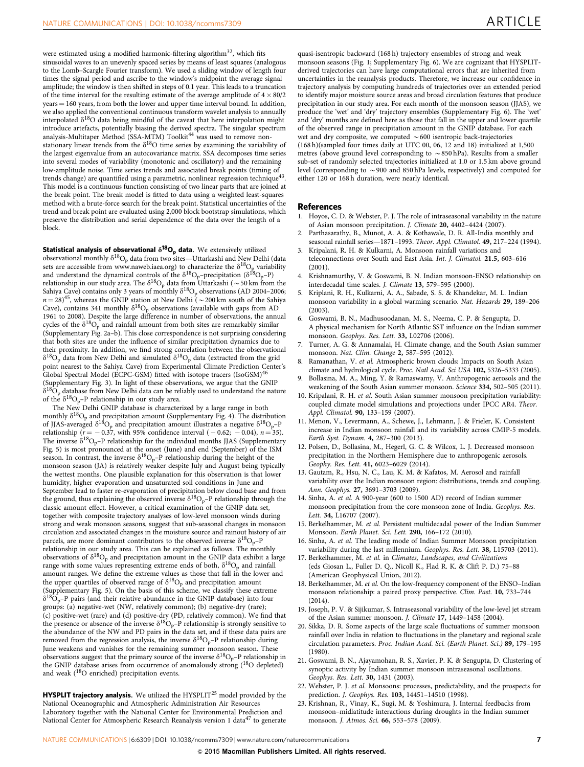were estimated using a modified harmonic-filtering algorithm[32], which fits sinusoidal waves to an unevenly spaced series by means of least squares (analogous to the Lomb–Scargle Fourier transform). We used a sliding window of length four times the signal period and ascribe to the window's midpoint the average signal amplitude; the window is then shifted in steps of 0.1 year. This leads to a truncation of the time interval for the resulting estimate of the average amplitude of $4 \times 80/2$ years = 160 years, from both the lower and upper time interval bound. In addition, we also applied the conventional continuous transform wavelet analysis to annually interpolated $\delta^{18}O$ data being mindful of the caveat that here interpolation might introduce artefacts, potentially biasing the derived spectra. The singular spectrum analysis-Multitaper Method (SSA-MTM) Toolkit[44] was used to remove non-stationary linear trends from the $\delta^{18}O$ time series by examining the variability of the largest eigenvalue from an autocovariance matrix. SSA decomposes time series into several modes of variability (monotonic and oscillatory) and the remaining low-amplitude noise. Time series trends and associated break points (timing of trends change) are quantified using a parametric, nonlinear regression technique[43]. This model is a continuous function consisting of two linear parts that are joined at the break point. The break model is fitted to data using a weighted least-squares method with a brute-force search for the break point. Statistical uncertainties of the trend and break point are evaluated using 2,000 block bootstrap simulations, which preserve the distribution and serial dependence of the data over the length of a block.

**Statistical analysis of observational $\delta^{18}O_p$ data.** We extensively utilized observational monthly $\delta^{18}O_p$ data from two sites—Uttarkashi and New Delhi (data sets are accessible from www.naweb.iaea.org) to characterize the $\delta^{18}O_p$ variability and understand the dynamical controls of the $\delta^{18}O_p$–precipitation ($\delta^{18}O_p$–P) relationship in our study area. The $\delta^{18}O_p$ data from Uttarkashi ($\sim$50 km from the Sahiya Cave) contains only 3 years of monthly $\delta^{18}O_p$ observations (AD 2004–2006; $n = 28$)[45], whereas the GNIP station at New Delhi ($\sim$200 km south of the Sahiya Cave), contains 341 monthly $\delta^{18}O_p$ observations (available with gaps from AD 1961 to 2008). Despite the large difference in number of observations, the annual cycles of the $\delta^{18}O_p$ and rainfall amount from both sites are remarkably similar (Supplementary Fig. 2a–b). This close correspondence is not surprising considering that both sites are under the influence of similar precipitation dynamics due to their proximity. In addition, we find strong correlation between the observational $\delta^{18}O_p$ data from New Delhi and simulated $\delta^{18}O_p$ data (extracted from the grid point nearest to the Sahiya Cave) from Experimental Climate Prediction Center's Global Spectral Model (ECPC-GSM) fitted with isotope tracers (IsoGSM)[46] (Supplementary Fig. 3). In light of these observations, we argue that the GNIP $\delta^{18}O_p$ database from New Delhi data can be reliably used to understand the nature of the $\delta^{18}O_p$–P relationship in our study area.

The New Delhi GNIP database is characterized by a large range in both monthly $\delta^{18}O_p$ and precipitation amount (Supplementary Fig. 4). The distribution of JJAS-averaged $\delta^{18}O_p$ and precipitation amount illustrates a negative $\delta^{18}O_p$–P relationship ($r = -0.37$, with 95% confidence interval ($-0.62$; $-0.04$), $n = 35$). The inverse $\delta^{18}O_p$–P relationship for the individual months JJAS (Supplementary Fig. 5) is most pronounced at the onset (June) and end (September) of the ISM season. In contrast, the inverse $\delta^{18}O_p$–P relationship during the height of the monsoon season (JA) is relatively weaker despite July and August being typically the wettest months. One plausible explanation for this observation is that lower humidity, higher evaporation and unsaturated soil conditions in June and September lead to faster re-evaporation of precipitation below cloud base and from the ground, thus explaining the observed inverse $\delta^{18}O_p$–P relationship through the classic amount effect. However, a critical examination of the GNIP data set, together with composite trajectory analyses of low-level monsoon winds during strong and weak monsoon seasons, suggest that sub-seasonal changes in monsoon circulation and associated changes in the moisture source and rainout history of air parcels, are more dominant contributors to the observed inverse $\delta^{18}O_p$–P relationship in our study area. This can be explained as follows. The monthly observations of $\delta^{18}O_p$ and precipitation amount in the GNIP data exhibit a large range with some values representing extreme ends of both, $\delta^{18}O_p$ and rainfall amount ranges. We define the extreme values as those that fall in the lower and the upper quartiles of observed range of $\delta^{18}O_p$ and precipitation amount (Supplementary Fig. 5). On the basis of this scheme, we classify these extreme $\delta^{18}O_p$–P pairs (and their relative abundance in the GNIP database) into four groups: (a) negative-wet (NW, relatively common); (b) negative-dry (rare); (c) positive-wet (rare) and (d) positive-dry (PD, relatively common). We find that the presence or absence of the inverse $\delta^{18}O_p$–P relationship is strongly sensitive to the abundance of the NW and PD pairs in the data set, and if these data pairs are removed from the regression analysis, the inverse $\delta^{18}O_p$–P relationship during June weakens and vanishes for the remaining summer monsoon season. These observations suggest that the primary source of the inverse $\delta^{18}O_p$–P relationship in the GNIP database arises from occurrence of anomalously strong ($^{18}O$ depleted) and weak ($^{18}O$ enriched) precipitation events.

**HYSPLIT trajectory analysis.** We utilized the HYSPLIT[25] model provided by the National Oceanographic and Atmospheric Administration Air Resources Laboratory together with the National Center for Environmental Prediction and National Center for Atmospheric Research Reanalysis version 1 data[47] to generate quasi-isentropic backward (168 h) trajectory ensembles of strong and weak monsoon seasons (Fig. 1; Supplementary Fig. 6). We are cognizant that HYSPLIT-derived trajectories can have large computational errors that are inherited from uncertainties in the reanalysis products. Therefore, we increase our confidence in trajectory analysis by computing hundreds of trajectories over an extended period to identify major moisture source areas and broad circulation features that produce precipitation in our study area. For each month of the monsoon season (JJAS), we produce the 'wet' and 'dry' trajectory ensembles (Supplementary Fig. 6). The 'wet' and 'dry' months are defined here as those that fall in the upper and lower quartile of the observed range in precipitation amount in the GNIP database. For each wet and dry composite, we computed $\sim$600 isentropic back-trajectories (168 h)(sampled four times daily at UTC 00, 06, 12 and 18) initialized at 1,500 metres (above ground level corresponding to $\sim$850 hPa). Results from a smaller sub-set of randomly selected trajectories initialized at 1.0 or 1.5 km above ground level (corresponding to $\sim$900 and 850 hPa levels, respectively) and computed for either 120 or 168 h duration, were nearly identical.

## References

1. Hoyos, C. D. & Webster, P. J. The role of intraseasonal variability in the nature of Asian monsoon precipitation. *J. Climate* **20,** 4402–4424 (2007).
2. Parthasarathy, B., Munot, A. A. & Kothawale, D. R. All-India monthly and seasonal rainfall series—1871–1993. *Theor. Appl. Climatol.* **49,** 217–224 (1994).
3. Kripalani, R. H. & Kulkarni, A. Monsoon rainfall variations and teleconnections over South and East Asia. *Int. J. Climatol.* **21.5,** 603–616 (2001).
4. Krishnamurthy, V. & Goswami, B. N. Indian monsoon-ENSO relationship on interdecadal time scales. *J. Climate* **13,** 579–595 (2000).
5. Kriplani, R. H., Kulkarni, A. A., Sabade, S. S. & Khandekar, M. L. Indian monsoon variability in a global warming scenario. *Nat. Hazards* **29,** 189–206 (2003).
6. Goswami, B. N., Madhusoodanan, M. S., Neema, C. P. & Sengupta, D. A physical mechanism for North Atlantic SST influence on the Indian summer monsoon. *Geophys. Res. Lett.* **33,** L02706 (2006).
7. Turner, A. G. & Annamalai, H. Climate change, and the South Asian summer monsoon. *Nat. Clim. Change* **2,** 587–595 (2012).
8. Ramanathan, V. *et al.* Atmospheric brown clouds: Impacts on South Asian climate and hydrological cycle. *Proc. Natl Acad. Sci USA* **102,** 5326–5333 (2005).
9. Bollasina, M. A., Ming, Y. & Ramaswamy, V. Anthropogenic aerosols and the weakening of the South Asian summer monsoon. *Science* **334,** 502–505 (2011).
10. Kripalani, R. H. *et al.* South Asian summer monsoon precipitation variability: coupled climate model simulations and projections under IPCC AR4. *Theor. Appl. Climatol.* **90,** 133–159 (2007).
11. Menon, V., Levermann, A., Schewe, J., Lehmann, J. & Frieler, K. Consistent increase in Indian monsoon rainfall and its variability across CMIP-5 models. *Earth Syst. Dynam.* **4,** 287–300 (2013).
12. Polsen, D., Bollasina, M., Hegerl, G. C. & Wilcox, L. J. Decreased monsoon precipitation in the Northern Hemisphere due to anthropogenic aerosols. *Geophy. Res. Lett.* **41,** 6023–6029 (2014).
13. Gautam, R., Hsu, N. C., Lau, K. M. & Kafatos, M. Aerosol and rainfall variability over the Indian monsoon region: distributions, trends and coupling. *Ann. Geophys.* **27,** 3691–3703 (2009).
14. Sinha, A. *et al.* A 900-year (600 to 1500 AD) record of Indian summer monsoon precipitation from the core monsoon zone of India. *Geophys. Res. Lett.* **34,** L16707 (2007).
15. Berkelhammer, M. *et al.* Persistent multidecadal power of the Indian Summer Monsoon. *Earth Planet. Sci. Lett.* **290,** 166–172 (2010).
16. Sinha, A. *et al.* The leading mode of Indian Summer Monsoon precipitation variability during the last millennium. *Geophys. Res. Lett.* **38,** L15703 (2011).
17. Berkelhammer, M. *et al.* in *Climates, Landscapes, and Civilizations* (eds Giosan L., Fuller D. Q., Nicoll K., Flad R. K. & Clift P. D.) 75–88 (American Geophysical Union, 2012).
18. Berkelhammer, M. *et al.* On the low-frequency component of the ENSO–Indian monsoon relationship: a paired proxy perspective. *Clim. Past.* **10,** 733–744 (2014).
19. Joseph, P. V. & Sijikumar, S. Intraseasonal variability of the low-level jet stream of the Asian summer monsoon. *J. Climate* **17,** 1449–1458 (2004).
20. Sikka, D. R. Some aspects of the large scale fluctuations of summer monsoon rainfall over India in relation to fluctuations in the planetary and regional scale circulation parameters. *Proc. Indian Acad. Sci. (Earth Planet. Sci.)* **89,** 179–195 (1980).
21. Goswami, B. N., Ajayamohan, R. S., Xavier, P. K. & Sengupta, D. Clustering of synoptic activity by Indian summer monsoon intraseasonal oscillations. *Geophys. Res. Lett.* **30,** 1431 (2003).
22. Webster, P. J. *et al.* Monsoons: processes, predictability, and the prospects for prediction. *J. Geophys. Res.* **103,** 14451–14510 (1998).
23. Krishnan, R., Vinay, K., Sugi, M. & Yoshimura, J. Internal feedbacks from monsoon–midlatitude interactions during droughts in the Indian summer monsoon. *J. Atmos. Sci.* **66,** 553–578 (2009).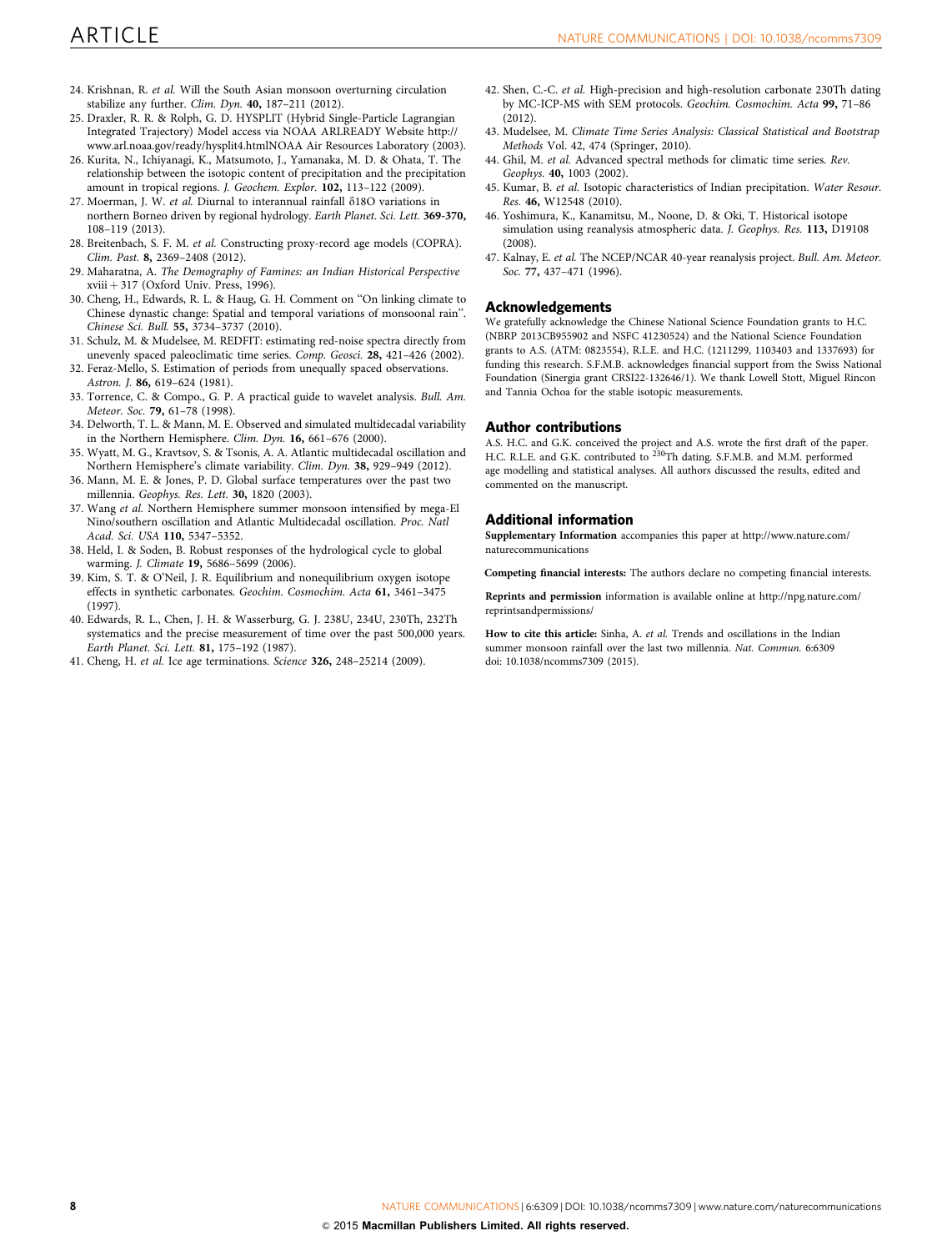24. Krishnan, R. *et al.* Will the South Asian monsoon overturning circulation stabilize any further. *Clim. Dyn.* **40,** 187–211 (2012).
25. Draxler, R. R. & Rolph, G. D. HYSPLIT (Hybrid Single-Particle Lagrangian Integrated Trajectory) Model access via NOAA ARLREADY Website http://www.arl.noaa.gov/ready/hysplit4.htmlNOAA Air Resources Laboratory (2003).
26. Kurita, N., Ichiyanagi, K., Matsumoto, J., Yamanaka, M. D. & Ohata, T. The relationship between the isotopic content of precipitation and the precipitation amount in tropical regions. *J. Geochem. Explor.* **102,** 113–122 (2009).
27. Moerman, J. W. *et al.* Diurnal to interannual rainfall δ18O variations in northern Borneo driven by regional hydrology. *Earth Planet. Sci. Lett.* **369-370,** 108–119 (2013).
28. Breitenbach, S. F. M. *et al.* Constructing proxy-record age models (COPRA). *Clim. Past.* **8,** 2369–2408 (2012).
29. Maharatna, A. *The Demography of Famines: an Indian Historical Perspective* xviii + 317 (Oxford Univ. Press, 1996).
30. Cheng, H., Edwards, R. L. & Haug, G. H. Comment on "On linking climate to Chinese dynastic change: Spatial and temporal variations of monsoonal rain". *Chinese Sci. Bull.* **55,** 3734–3737 (2010).
31. Schulz, M. & Mudelsee, M. REDFIT: estimating red-noise spectra directly from unevenly spaced paleoclimatic time series. *Comp. Geosci.* **28,** 421–426 (2002).
32. Feraz-Mello, S. Estimation of periods from unequally spaced observations. *Astron. J.* **86,** 619–624 (1981).
33. Torrence, C. & Compo., G. P. A practical guide to wavelet analysis. *Bull. Am. Meteor. Soc.* **79,** 61–78 (1998).
34. Delworth, T. L. & Mann, M. E. Observed and simulated multidecadal variability in the Northern Hemisphere. *Clim. Dyn.* **16,** 661–676 (2000).
35. Wyatt, M. G., Kravtsov, S. & Tsonis, A. A. Atlantic multidecadal oscillation and Northern Hemisphere's climate variability. *Clim. Dyn.* **38,** 929–949 (2012).
36. Mann, M. E. & Jones, P. D. Global surface temperatures over the past two millennia. *Geophys. Res. Lett.* **30,** 1820 (2003).
37. Wang *et al.* Northern Hemisphere summer monsoon intensified by mega-El Nino/southern oscillation and Atlantic Multidecadal oscillation. *Proc. Natl Acad. Sci. USA* **110,** 5347–5352.
38. Held, I. & Soden, B. Robust responses of the hydrological cycle to global warming. *J. Climate* **19,** 5686–5699 (2006).
39. Kim, S. T. & O'Neil, J. R. Equilibrium and nonequilibrium oxygen isotope effects in synthetic carbonates. *Geochim. Cosmochim. Acta* **61,** 3461–3475 (1997).
40. Edwards, R. L., Chen, J. H. & Wasserburg, G. J. 238U, 234U, 230Th, 232Th systematics and the precise measurement of time over the past 500,000 years. *Earth Planet. Sci. Lett.* **81,** 175–192 (1987).
41. Cheng, H. *et al.* Ice age terminations. *Science* **326,** 248–25214 (2009).
42. Shen, C.-C. *et al.* High-precision and high-resolution carbonate 230Th dating by MC-ICP-MS with SEM protocols. *Geochim. Cosmochim. Acta* **99,** 71–86 (2012).
43. Mudelsee, M. *Climate Time Series Analysis: Classical Statistical and Bootstrap Methods* Vol. 42, 474 (Springer, 2010).
44. Ghil, M. *et al.* Advanced spectral methods for climatic time series. *Rev. Geophys.* **40,** 1003 (2002).
45. Kumar, B. *et al.* Isotopic characteristics of Indian precipitation. *Water Resour. Res.* **46,** W12548 (2010).
46. Yoshimura, K., Kanamitsu, M., Noone, D. & Oki, T. Historical isotope simulation using reanalysis atmospheric data. *J. Geophys. Res.* **113,** D19108 (2008).
47. Kalnay, E. *et al.* The NCEP/NCAR 40-year reanalysis project. *Bull. Am. Meteor. Soc.* **77,** 437–471 (1996).

## Acknowledgements

We gratefully acknowledge the Chinese National Science Foundation grants to H.C. (NBRP 2013CB955902 and NSFC 41230524) and the National Science Foundation grants to A.S. (ATM: 0823554), R.L.E. and H.C. (1211299, 1103403 and 1337693) for funding this research. S.F.M.B. acknowledges financial support from the Swiss National Foundation (Sinergia grant CRSI22-132646/1). We thank Lowell Stott, Miguel Rincon and Tannia Ochoa for the stable isotopic measurements.

## Author contributions

A.S. H.C. and G.K. conceived the project and A.S. wrote the first draft of the paper. H.C. R.L.E. and G.K. contributed to $^{230}$Th dating. S.F.M.B. and M.M. performed age modelling and statistical analyses. All authors discussed the results, edited and commented on the manuscript.

## Additional information

**Supplementary Information** accompanies this paper at http://www.nature.com/naturecommunications

**Competing financial interests:** The authors declare no competing financial interests.

**Reprints and permission** information is available online at http://npg.nature.com/reprintsandpermissions/

**How to cite this article:** Sinha, A. *et al.* Trends and oscillations in the Indian summer monsoon rainfall over the last two millennia. *Nat. Commun.* 6:6309 doi: 10.1038/ncomms7309 (2015).